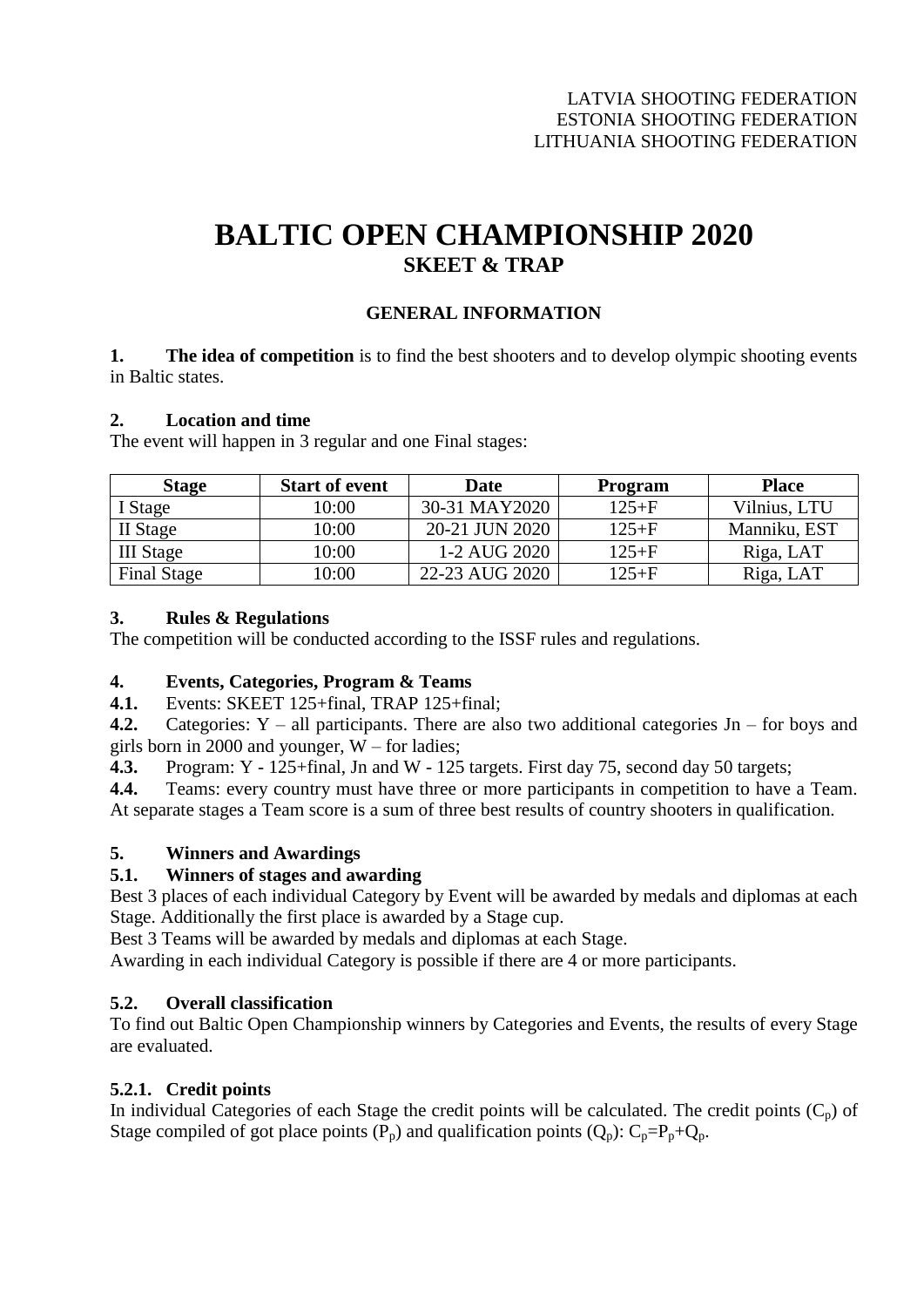LATVIA SHOOTING FEDERATION
ESTONIA SHOOTING FEDERATION
LITHUANIA SHOOTING FEDERATION

# BALTIC OPEN CHAMPIONSHIP 2020
## SKEET & TRAP

### GENERAL INFORMATION

**1. The idea of competition** is to find the best shooters and to develop olympic shooting events in Baltic states.

**2. Location and time**

The event will happen in 3 regular and one Final stages:

| Stage | Start of event | Date | Program | Place |
|---|---|---|---|---|
| I Stage | 10:00 | 30-31 MAY2020 | 125+F | Vilnius, LTU |
| II Stage | 10:00 | 20-21 JUN 2020 | 125+F | Manniku, EST |
| III Stage | 10:00 | 1-2 AUG 2020 | 125+F | Riga, LAT |
| Final Stage | 10:00 | 22-23 AUG 2020 | 125+F | Riga, LAT |

**3. Rules & Regulations**

The competition will be conducted according to the ISSF rules and regulations.

**4. Events, Categories, Program & Teams**

**4.1.** Events: SKEET 125+final, TRAP 125+final;

**4.2.** Categories: Y – all participants. There are also two additional categories Jn – for boys and girls born in 2000 and younger, W – for ladies;

**4.3.** Program: Y - 125+final, Jn and W - 125 targets. First day 75, second day 50 targets;

**4.4.** Teams: every country must have three or more participants in competition to have a Team. At separate stages a Team score is a sum of three best results of country shooters in qualification.

**5. Winners and Awardings**

**5.1. Winners of stages and awarding**

Best 3 places of each individual Category by Event will be awarded by medals and diplomas at each Stage. Additionally the first place is awarded by a Stage cup.

Best 3 Teams will be awarded by medals and diplomas at each Stage.

Awarding in each individual Category is possible if there are 4 or more participants.

**5.2. Overall classification**

To find out Baltic Open Championship winners by Categories and Events, the results of every Stage are evaluated.

**5.2.1. Credit points**

In individual Categories of each Stage the credit points will be calculated. The credit points ($C_p$) of Stage compiled of got place points ($P_p$) and qualification points ($Q_p$): $C_p = P_p + Q_p$.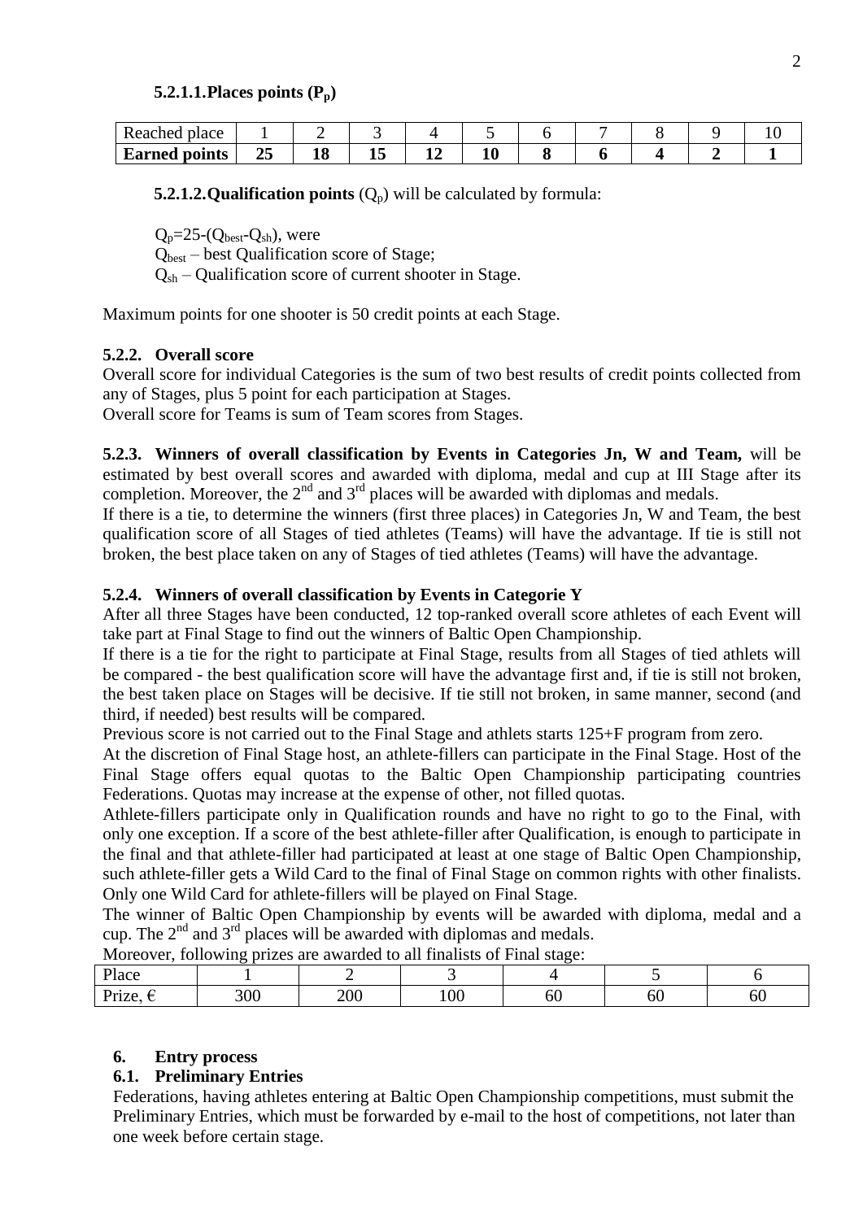#### 5.2.1.1. Places points ($P_p$)

| Reached place | 1 | 2 | 3 | 4 | 5 | 6 | 7 | 8 | 9 | 10 |
|---|---|---|---|---|---|---|---|---|---|---|
| **Earned points** | **25** | **18** | **15** | **12** | **10** | **8** | **6** | **4** | **2** | **1** |

**5.2.1.2. Qualification points** ($Q_p$) will be calculated by formula:

$Q_p=25-(Q_{best}-Q_{sh})$, were
$Q_{best}$ – best Qualification score of Stage;
$Q_{sh}$ – Qualification score of current shooter in Stage.

Maximum points for one shooter is 50 credit points at each Stage.

### 5.2.2. Overall score

Overall score for individual Categories is the sum of two best results of credit points collected from any of Stages, plus 5 point for each participation at Stages.
Overall score for Teams is sum of Team scores from Stages.

**5.2.3. Winners of overall classification by Events in Categories Jn, W and Team,** will be estimated by best overall scores and awarded with diploma, medal and cup at III Stage after its completion. Moreover, the 2nd and 3rd places will be awarded with diplomas and medals.
If there is a tie, to determine the winners (first three places) in Categories Jn, W and Team, the best qualification score of all Stages of tied athletes (Teams) will have the advantage. If tie is not still not broken, the best place taken on any of Stages of tied athletes (Teams) will have the advantage.

### 5.2.4. Winners of overall classification by Events in Categorie Y

After all three Stages have been conducted, 12 top-ranked overall score athletes of each Event will take part at Final Stage to find out the winners of Baltic Open Championship.
If there is a tie for the right to participate at Final Stage, results from all Stages of tied athlets will be compared - the best qualification score will have the advantage first and, if tie is still not broken, the best taken place on Stages will be decisive. If tie still not broken, in same manner, second (and third, if needed) best results will be compared.
Previous score is not carried out to the Final Stage and athlets starts 125+F program from zero.
At the discretion of Final Stage host, an athlete-fillers can participate in the Final Stage. Host of the Final Stage offers equal quotas to the Baltic Open Championship participating countries Federations. Quotas may increase at the expense of other, not filled quotas.
Athlete-fillers participate only in Qualification rounds and have no right to go to the Final, with only one exception. If a score of the best athlete-filler after Qualification, is enough to participate in the final and that athlete-filler had participated at least at one stage of Baltic Open Championship, such athlete-filler gets a Wild Card to the final of Final Stage on common rights with other finalists. Only one Wild Card for athlete-fillers will be played on Final Stage.
The winner of Baltic Open Championship by events will be awarded with diploma, medal and a cup. The 2nd and 3rd places will be awarded with diplomas and medals.
Moreover, following prizes are awarded to all finalists of Final stage:

| Place | 1 | 2 | 3 | 4 | 5 | 6 |
|---|---|---|---|---|---|---|
| Prize, € | 300 | 200 | 100 | 60 | 60 | 60 |

## 6. Entry process

### 6.1. Preliminary Entries

Federations, having athletes entering at Baltic Open Championship competitions, must submit the Preliminary Entries, which must be forwarded by e-mail to the host of competitions, not later than one week before certain stage.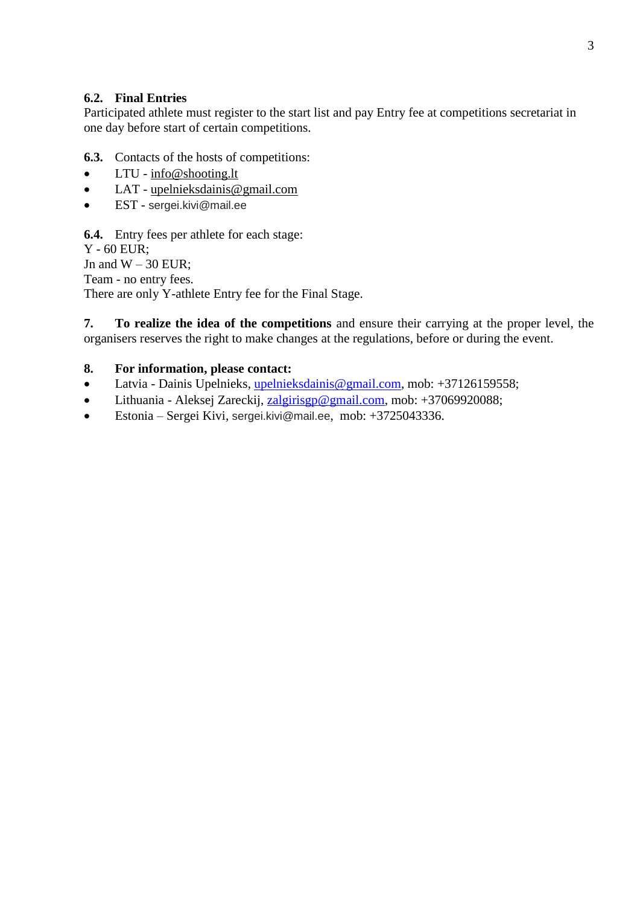**6.2. Final Entries**

Participated athlete must register to the start list and pay Entry fee at competitions secretariat in one day before start of certain competitions.

**6.3.** Contacts of the hosts of competitions:

- LTU - info@shooting.lt
- LAT - upelnieksdainis@gmail.com
- EST - sergei.kivi@mail.ee

**6.4.** Entry fees per athlete for each stage:

Y - 60 EUR;
Jn and W – 30 EUR;
Team - no entry fees.
There are only Y-athlete Entry fee for the Final Stage.

**7. To realize the idea of the competitions** and ensure their carrying at the proper level, the organisers reserves the right to make changes at the regulations, before or during the event.

**8. For information, please contact:**

- Latvia - Dainis Upelnieks, upelnieksdainis@gmail.com, mob: +37126159558;
- Lithuania - Aleksej Zareckij, zalgirisgp@gmail.com, mob: +37069920088;
- Estonia – Sergei Kivi, sergei.kivi@mail.ee, mob: +3725043336.